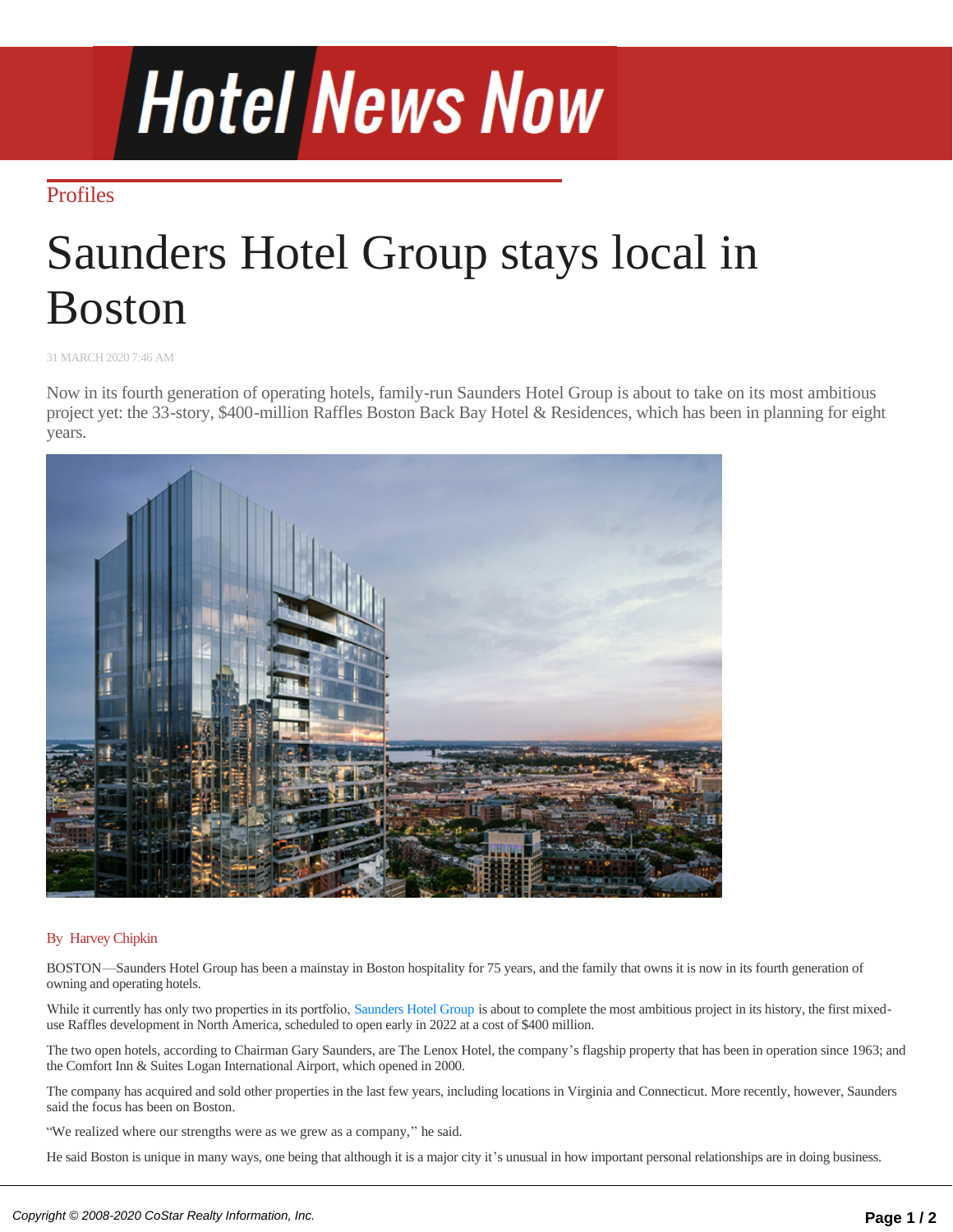Profiles

# Saunders Hotel Group stays local in Boston

31 MARCH 2020 7:46 AM

Now in its fourth generation of operating hotels, family-run Saunders Hotel Group is about to take on its most ambitious project yet: the 33-story, $400-million Raffles Boston Back Bay Hotel & Residences, which has been in planning for eight years.

By Harvey Chipkin

BOSTON—Saunders Hotel Group has been a mainstay in Boston hospitality for 75 years, and the family that owns it is now in its fourth generation of owning and operating hotels.

While it currently has only two properties in its portfolio, Saunders Hotel Group is about to complete the most ambitious project in its history, the first mixed-use Raffles development in North America, scheduled to open early in 2022 at a cost of $400 million.

The two open hotels, according to Chairman Gary Saunders, are The Lenox Hotel, the company's flagship property that has been in operation since 1963; and the Comfort Inn & Suites Logan International Airport, which opened in 2000.

The company has acquired and sold other properties in the last few years, including locations in Virginia and Connecticut. More recently, however, Saunders said the focus has been on Boston.

"We realized where our strengths were as we grew as a company," he said.

He said Boston is unique in many ways, one being that although it is a major city it's unusual in how important personal relationships are in doing business.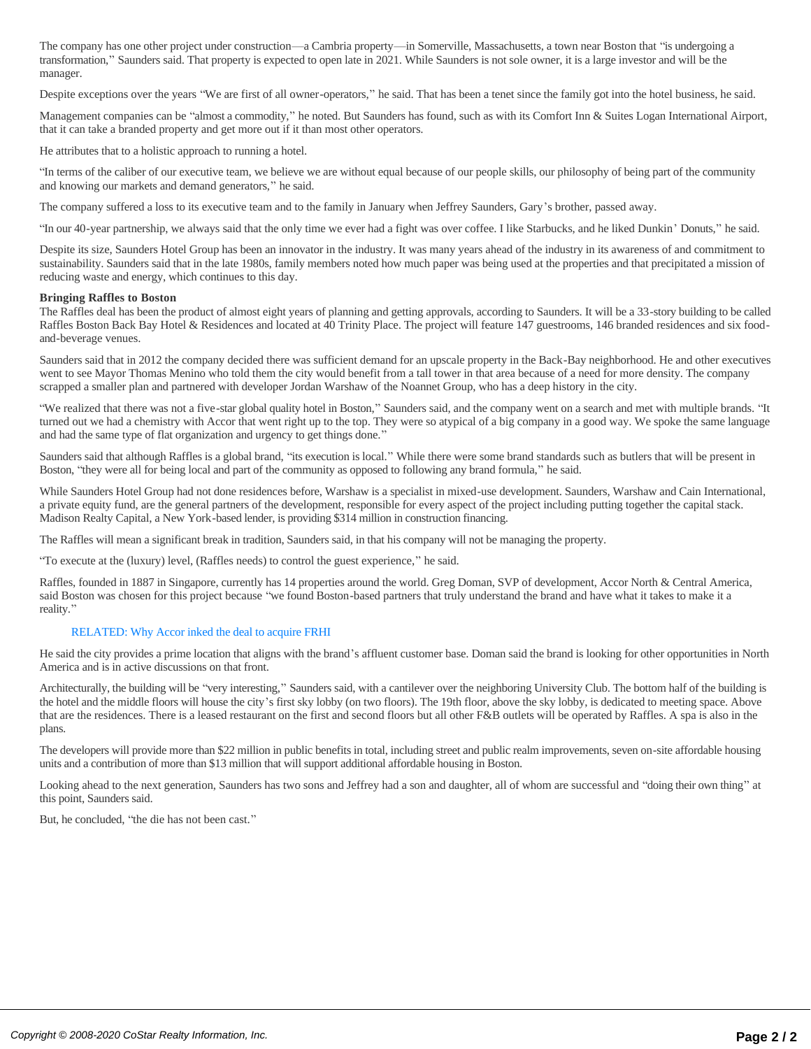The company has one other project under construction—a Cambria property—in Somerville, Massachusetts, a town near Boston that "is undergoing a transformation," Saunders said. That property is expected to open late in 2021. While Saunders is not sole owner, it is a large investor and will be the manager.

Despite exceptions over the years "We are first of all owner-operators," he said. That has been a tenet since the family got into the hotel business, he said.

Management companies can be "almost a commodity," he noted. But Saunders has found, such as with its Comfort Inn & Suites Logan International Airport, that it can take a branded property and get more out if it than most other operators.

He attributes that to a holistic approach to running a hotel.

"In terms of the caliber of our executive team, we believe we are without equal because of our people skills, our philosophy of being part of the community and knowing our markets and demand generators," he said.

The company suffered a loss to its executive team and to the family in January when Jeffrey Saunders, Gary's brother, passed away.

"In our 40-year partnership, we always said that the only time we ever had a fight was over coffee. I like Starbucks, and he liked Dunkin' Donuts," he said.

Despite its size, Saunders Hotel Group has been an innovator in the industry. It was many years ahead of the industry in its awareness of and commitment to sustainability. Saunders said that in the late 1980s, family members noted how much paper was being used at the properties and that precipitated a mission of reducing waste and energy, which continues to this day.

**Bringing Raffles to Boston**

The Raffles deal has been the product of almost eight years of planning and getting approvals, according to Saunders. It will be a 33-story building to be called Raffles Boston Back Bay Hotel & Residences and located at 40 Trinity Place. The project will feature 147 guestrooms, 146 branded residences and six food-and-beverage venues.

Saunders said that in 2012 the company decided there was sufficient demand for an upscale property in the Back-Bay neighborhood. He and other executives went to see Mayor Thomas Menino who told them the city would benefit from a tall tower in that area because of a need for more density. The company scrapped a smaller plan and partnered with developer Jordan Warshaw of the Noannet Group, who has a deep history in the city.

"We realized that there was not a five-star global quality hotel in Boston," Saunders said, and the company went on a search and met with multiple brands. "It turned out we had a chemistry with Accor that went right up to the top. They were so atypical of a big company in a good way. We spoke the same language and had the same type of flat organization and urgency to get things done."

Saunders said that although Raffles is a global brand, "its execution is local." While there were some brand standards such as butlers that will be present in Boston, "they were all for being local and part of the community as opposed to following any brand formula," he said.

While Saunders Hotel Group had not done residences before, Warshaw is a specialist in mixed-use development. Saunders, Warshaw and Cain International, a private equity fund, are the general partners of the development, responsible for every aspect of the project including putting together the capital stack. Madison Realty Capital, a New York-based lender, is providing $314 million in construction financing.

The Raffles will mean a significant break in tradition, Saunders said, in that his company will not be managing the property.

"To execute at the (luxury) level, (Raffles needs) to control the guest experience," he said.

Raffles, founded in 1887 in Singapore, currently has 14 properties around the world. Greg Doman, SVP of development, Accor North & Central America, said Boston was chosen for this project because "we found Boston-based partners that truly understand the brand and have what it takes to make it a reality."

RELATED: Why Accor inked the deal to acquire FRHI

He said the city provides a prime location that aligns with the brand's affluent customer base. Doman said the brand is looking for other opportunities in North America and is in active discussions on that front.

Architecturally, the building will be "very interesting," Saunders said, with a cantilever over the neighboring University Club. The bottom half of the building is the hotel and the middle floors will house the city's first sky lobby (on two floors). The 19th floor, above the sky lobby, is dedicated to meeting space. Above that are the residences. There is a leased restaurant on the first and second floors but all other F&B outlets will be operated by Raffles. A spa is also in the plans.

The developers will provide more than $22 million in public benefits in total, including street and public realm improvements, seven on-site affordable housing units and a contribution of more than $13 million that will support additional affordable housing in Boston.

Looking ahead to the next generation, Saunders has two sons and Jeffrey had a son and daughter, all of whom are successful and "doing their own thing" at this point, Saunders said.

But, he concluded, "the die has not been cast."

*Copyright © 2008-2020 CoStar Realty Information, Inc.*